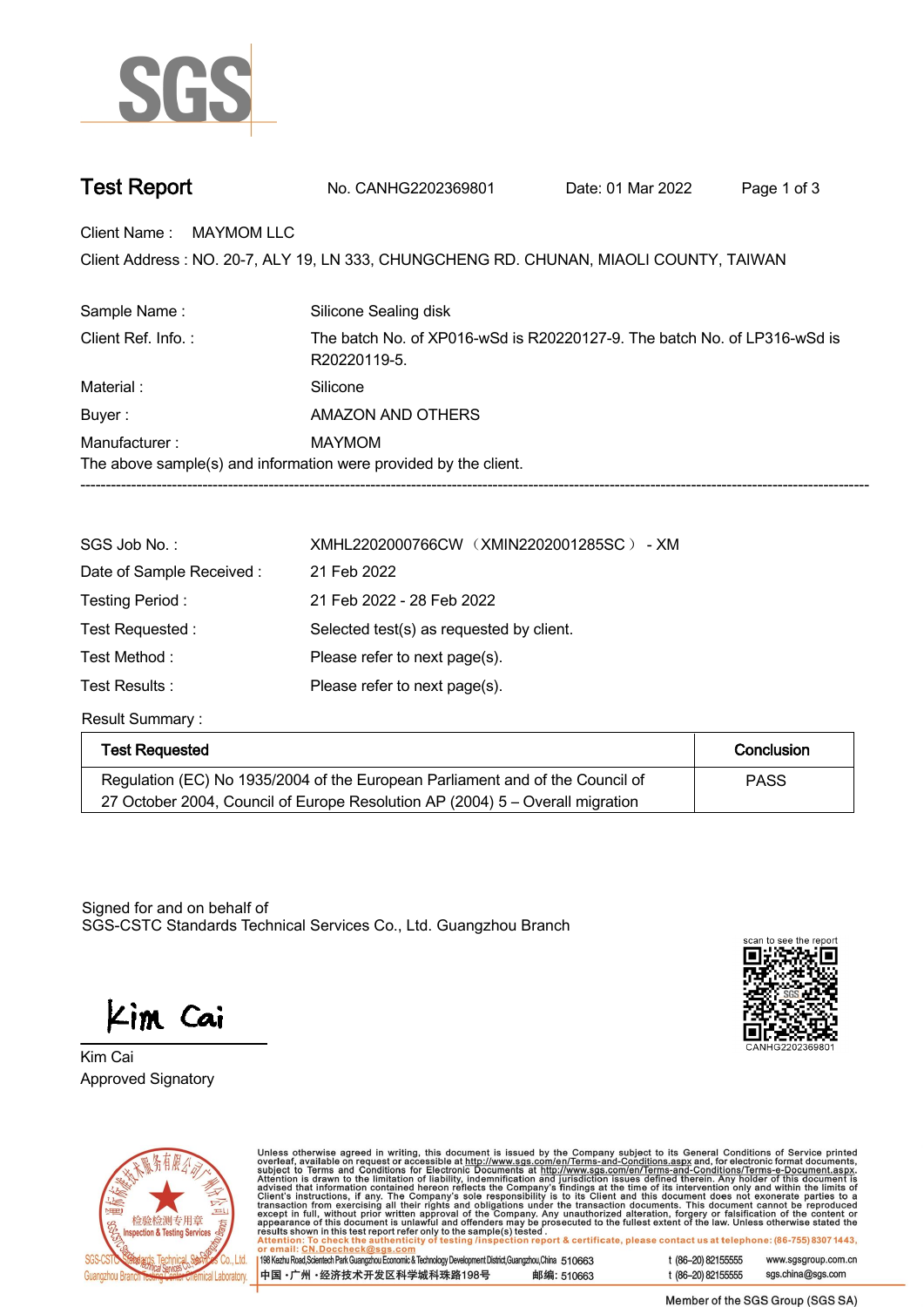# Test Report

No. CANHG2202369801 Date: 01 Mar 2022

Client Name : MAYMOM LLC

Client Address : NO. 20-7, ALY 19, LN 333, CHUNGCHENG RD. CHUNAN, MIAOLI COUNTY, TAIWAN

| | |
|---|---|
| Sample Name : | Silicone Sealing disk |
| Client Ref. Info. : | The batch No. of XP016-wSd is R20220127-9. The batch No. of LP316-wSd is R20220119-5. |
| Material : | Silicone |
| Buyer : | AMAZON AND OTHERS |
| Manufacturer : | MAYMOM |

The above sample(s) and information were provided by the client.

---

| | |
|---|---|
| SGS Job No. : | XMHL2202000766CW（XMIN2202001285SC） - XM |
| Date of Sample Received : | 21 Feb 2022 |
| Testing Period : | 21 Feb 2022 - 28 Feb 2022 |
| Test Requested : | Selected test(s) as requested by client. |
| Test Method : | Please refer to next page(s). |
| Test Results : | Please refer to next page(s). |

Result Summary :

| Test Requested | Conclusion |
|---|---|
| Regulation (EC) No 1935/2004 of the European Parliament and of the Council of 27 October 2004, Council of Europe Resolution AP (2004) 5 – Overall migration | PASS |

Signed for and on behalf of
SGS-CSTC Standards Technical Services Co., Ltd. Guangzhou Branch

Kim Cai
Approved Signatory

scan to see the report
CANHG2202369801

Unless otherwise agreed in writing, this document is issued by the Company subject to its General Conditions of Service printed overleaf, available on request or accessible at http://www.sgs.com/en/Terms-and-Conditions.aspx and, for electronic format documents, subject to Terms and Conditions for Electronic Documents at http://www.sgs.com/en/Terms-and-Conditions/Terms-e-Document.aspx. Attention is drawn to the limitation of liability, indemnification and jurisdiction issues defined therein. Any holder of this document is advised that information contained hereon reflects the Company's findings at the time of its intervention only and within the limits of Client's instructions, if any. The Company's sole responsibility is to its Client and this document does not exonerate parties to a transaction from exercising all their rights and obligations under the transaction documents. This document cannot be reproduced except in full, without prior written approval of the Company. Any unauthorized alteration, forgery or falsification of the content or appearance of this document is unlawful and offenders may be prosecuted to the fullest extent of the law. Unless otherwise stated the results shown in this test report refer only to the sample(s) tested.
Attention: To check the authenticity of testing /inspection report & certificate, please contact us at telephone: (86-755) 8307 1443, or email: CN.Doccheck@sgs.com

198 Kezhu Road,Scientech Park Guangzhou Economic & Technology Development District,Guangzhou,China 510663 t (86–20) 82155555 www.sgsgroup.com.cn
中国 •广州 •经济技术开发区科学城科珠路198号 邮编: 510663 t (86–20) 82155555 sgs.china@sgs.com

Member of the SGS Group (SGS SA)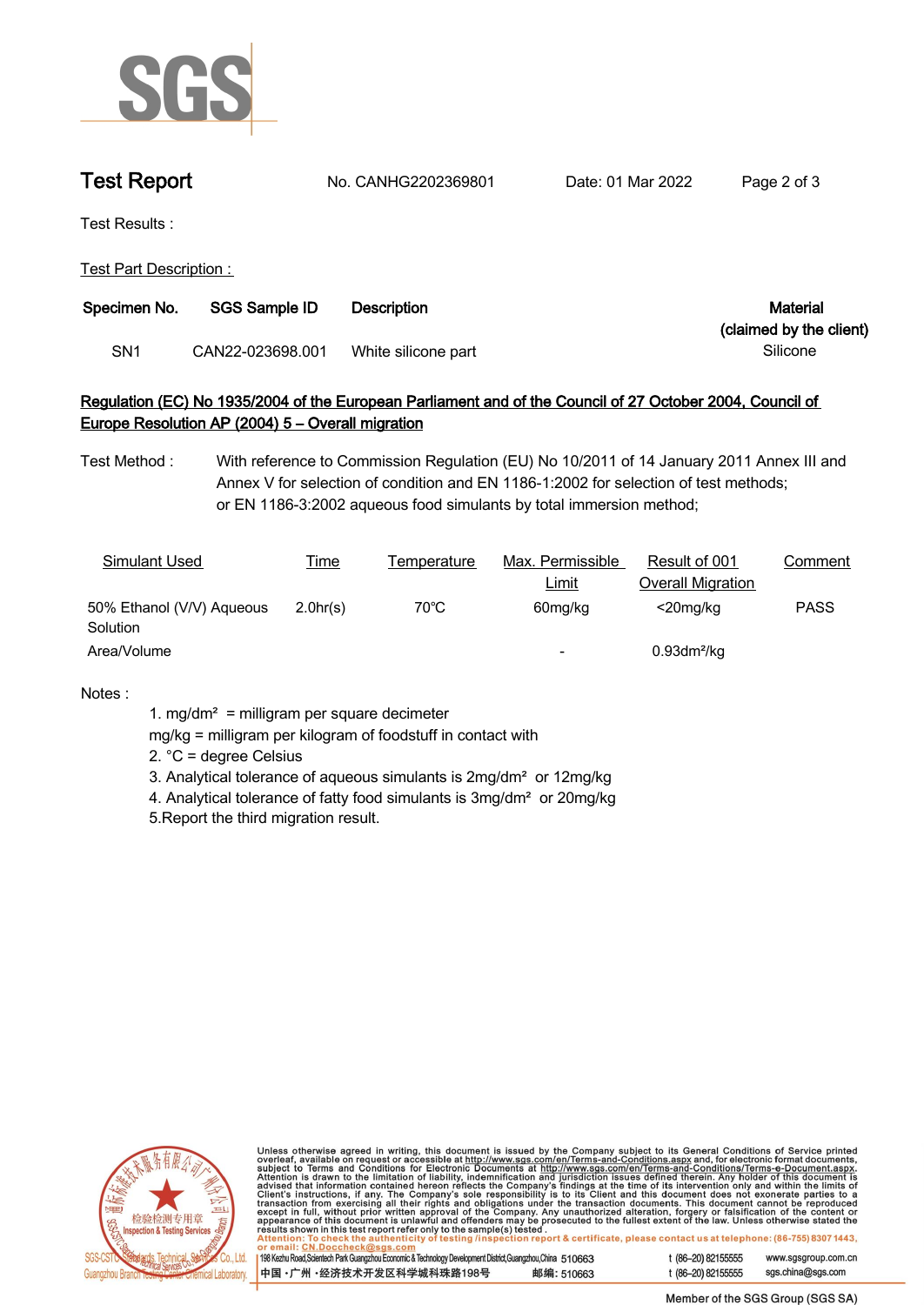# Test Report

No. CANHG2202369801 Date: 01 Mar 2022

Test Results :

Test Part Description :

| Specimen No. | SGS Sample ID | Description | Material (claimed by the client) |
|---|---|---|---|
| SN1 | CAN22-023698.001 | White silicone part | Silicone |

## Regulation (EC) No 1935/2004 of the European Parliament and of the Council of 27 October 2004, Council of Europe Resolution AP (2004) 5 – Overall migration

Test Method : With reference to Commission Regulation (EU) No 10/2011 of 14 January 2011 Annex III and Annex V for selection of condition and EN 1186-1:2002 for selection of test methods; or EN 1186-3:2002 aqueous food simulants by total immersion method;

| Simulant Used | Time | Temperature | Max. Permissible Limit | Result of 001 Overall Migration | Comment |
|---|---|---|---|---|---|
| 50% Ethanol (V/V) Aqueous Solution | 2.0hr(s) | 70°C | 60mg/kg | <20mg/kg | PASS |
| Area/Volume | | | - | $0.93 dm^2/kg$ | |

Notes :

1. $mg/dm^2$ = milligram per square decimeter
   mg/kg = milligram per kilogram of foodstuff in contact with
2. °C = degree Celsius
3. Analytical tolerance of aqueous simulants is $2mg/dm^2$ or 12mg/kg
4. Analytical tolerance of fatty food simulants is $3mg/dm^2$ or 20mg/kg
5. Report the third migration result.

Unless otherwise agreed in writing, this document is issued by the Company subject to its General Conditions of Service printed overleaf, available on request or accessible at http://www.sgs.com/en/Terms-and-Conditions.aspx and, for electronic format documents, subject to Terms and Conditions for Electronic Documents at http://www.sgs.com/en/Terms-and-Conditions/Terms-e-Document.aspx. Attention is drawn to the limitation of liability, indemnification and jurisdiction issues defined therein. Any holder of this document is advised that information contained hereon reflects the Company's findings at the time of its intervention only and within the limits of Client's instructions, if any. The Company's sole responsibility is to its Client and this document does not exonerate parties to a transaction from exercising all their rights and obligations under the transaction documents. This document cannot be reproduced except in full, without prior written approval of the Company. Any unauthorized alteration, forgery or falsification of the content or appearance of this document is unlawful and offenders may be prosecuted to the fullest extent of the law. Unless otherwise stated the results shown in this test report refer only to the sample(s) tested.
Attention: To check the authenticity of testing /inspection report & certificate, please contact us at telephone: (86-755) 8307 1443, or email: CN.Doccheck@sgs.com

SGS-CSTC Standards Technical Services Co., Ltd. Guangzhou Branch Testing Center Chemical Laboratory.

198 Kezhu Road,Scientech Park Guangzhou Economic & Technology Development District,Guangzhou,China 510663 t (86-20) 82155555 www.sgsgroup.com.cn
中国・广州・经济技术开发区科学城科珠路198号 邮编: 510663 t (86-20) 82155555 sgs.china@sgs.com

Member of the SGS Group (SGS SA)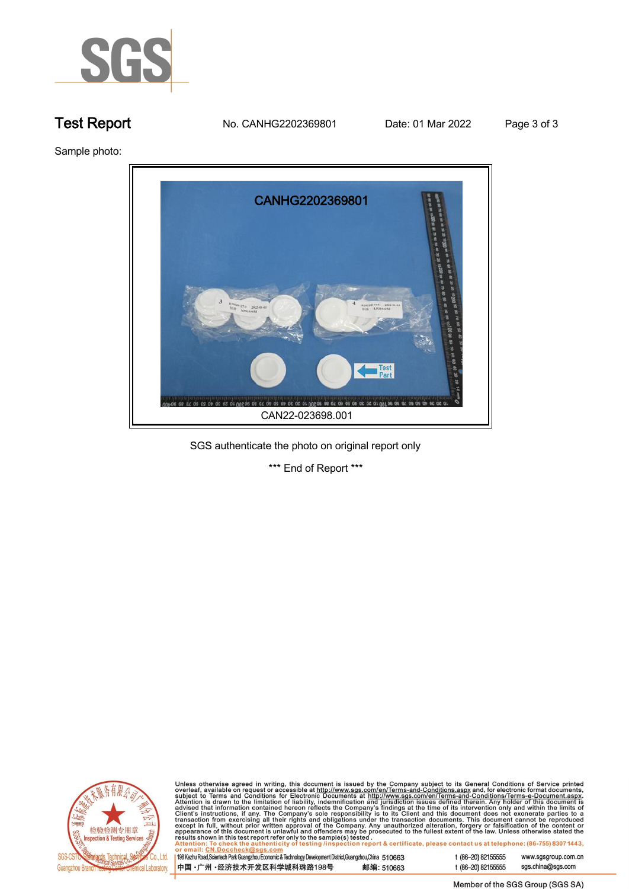# Test Report

No. CANHG2202369801 Date: 01 Mar 2022

Sample photo:

CANHG2202369801

CAN22-023698.001

SGS authenticate the photo on original report only

*** End of Report ***

Unless otherwise agreed in writing, this document is issued by the Company subject to its General Conditions of Service printed overleaf, available on request or accessible at http://www.sgs.com/en/Terms-and-Conditions.aspx and, for electronic format documents, subject to Terms and Conditions for Electronic Documents at http://www.sgs.com/en/Terms-and-Conditions/Terms-e-Document.aspx. Attention is drawn to the limitation of liability, indemnification and jurisdiction issues defined therein. Any holder of this document is advised that information contained hereon reflects the Company's findings at the time of its intervention only and within the limits of Client's instructions, if any. The Company's sole responsibility is to its Client and this document does not exonerate parties to a transaction from exercising all their rights and obligations under the transaction documents. This document cannot be reproduced except in full, without prior written approval of the Company. Any unauthorized alteration, forgery or falsification of the content or appearance of this document is unlawful and offenders may be prosecuted to the fullest extent of the law. Unless otherwise stated the results shown in this test report refer only to the sample(s) tested.
Attention: To check the authenticity of testing /inspection report & certificate, please contact us at telephone: (86-755) 8307 1443, or email: CN.Doccheck@sgs.com

198 Kezhu Road,Scientech Park Guangzhou Economic & Technology Development District,Guangzhou,China 510663 t (86-20) 82155555 www.sgsgroup.com.cn
中国・广州・经济技术开发区科学城科珠路198号 邮编: 510663 t (86-20) 82155555 sgs.china@sgs.com

SGS-CSTC Standards Technical Services Co., Ltd. Guangzhou Branch Testing Center Chemical Laboratory.

Member of the SGS Group (SGS SA)